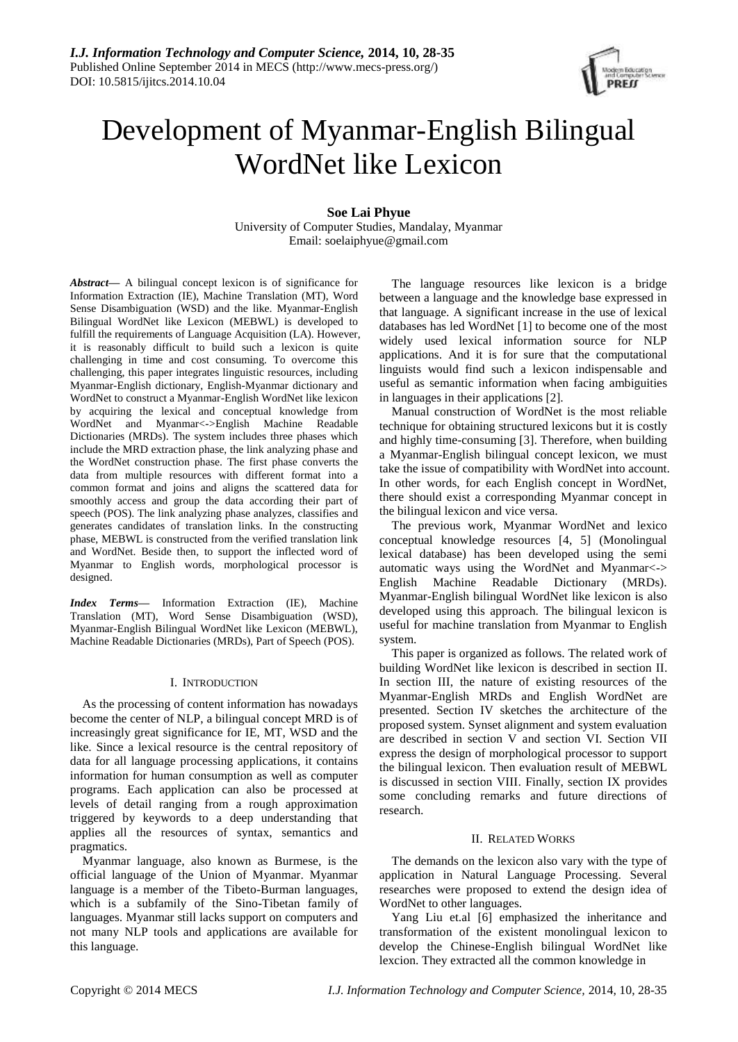# Development of Myanmar-English Bilingual WordNet like Lexicon

**Soe Lai Phyue**
University of Computer Studies, Mandalay, Myanmar
Email: soelaiphyue@gmail.com

***Abstract*—** A bilingual concept lexicon is of significance for Information Extraction (IE), Machine Translation (MT), Word Sense Disambiguation (WSD) and the like. Myanmar-English Bilingual WordNet like Lexicon (MEBWL) is developed to fulfill the requirements of Language Acquisition (LA). However, it is reasonably difficult to build such a lexicon is quite challenging in time and cost consuming. To overcome this challenging, this paper integrates linguistic resources, including Myanmar-English dictionary, English-Myanmar dictionary and WordNet to construct a Myanmar-English WordNet like lexicon by acquiring the lexical and conceptual knowledge from WordNet and Myanmar<->English Machine Readable Dictionaries (MRDs). The system includes three phases which include the MRD extraction phase, the link analyzing phase and the WordNet construction phase. The first phase converts the data from multiple resources with different format into a common format and joins and aligns the scattered data for smoothly access and group the data according their part of speech (POS). The link analyzing phase analyzes, classifies and generates candidates of translation links. In the constructing phase, MEBWL is constructed from the verified translation link and WordNet. Beside then, to support the inflected word of Myanmar to English words, morphological processor is designed.

***Index Terms*—** Information Extraction (IE), Machine Translation (MT), Word Sense Disambiguation (WSD), Myanmar-English Bilingual WordNet like Lexicon (MEBWL), Machine Readable Dictionaries (MRDs), Part of Speech (POS).

## I. Introduction

As the processing of content information has nowadays become the center of NLP, a bilingual concept MRD is of increasingly great significance for IE, MT, WSD and the like. Since a lexical resource is the central repository of data for all language processing applications, it contains information for human consumption as well as computer programs. Each application can also be processed at levels of detail ranging from a rough approximation triggered by keywords to a deep understanding that applies all the resources of syntax, semantics and pragmatics.

Myanmar language, also known as Burmese, is the official language of the Union of Myanmar. Myanmar language is a member of the Tibeto-Burman languages, which is a subfamily of the Sino-Tibetan family of languages. Myanmar still lacks support on computers and not many NLP tools and applications are available for this language.

The language resources like lexicon is a bridge between a language and the knowledge base expressed in that language. A significant increase in the use of lexical databases has led WordNet [1] to become one of the most widely used lexical information source for NLP applications. And it is for sure that the computational linguists would find such a lexicon indispensable and useful as semantic information when facing ambiguities in languages in their applications [2].

Manual construction of WordNet is the most reliable technique for obtaining structured lexicons but it is costly and highly time-consuming [3]. Therefore, when building a Myanmar-English bilingual concept lexicon, we must take the issue of compatibility with WordNet into account. In other words, for each English concept in WordNet, there should exist a corresponding Myanmar concept in the bilingual lexicon and vice versa.

The previous work, Myanmar WordNet and lexico conceptual knowledge resources [4, 5] (Monolingual lexical database) has been developed using the semi automatic ways using the WordNet and Myanmar<-> English Machine Readable Dictionary (MRDs). Myanmar-English bilingual WordNet like lexicon is also developed using this approach. The bilingual lexicon is useful for machine translation from Myanmar to English system.

This paper is organized as follows. The related work of building WordNet like lexicon is described in section II. In section III, the nature of existing resources of the Myanmar-English MRDs and English WordNet are presented. Section IV sketches the architecture of the proposed system. Synset alignment and system evaluation are described in section V and section VI. Section VII express the design of morphological processor to support the bilingual lexicon. Then evaluation result of MEBWL is discussed in section VIII. Finally, section IX provides some concluding remarks and future directions of research.

## II. Related Works

The demands on the lexicon also vary with the type of application in Natural Language Processing. Several researches were proposed to extend the design idea of WordNet to other languages.

Yang Liu et.al [6] emphasized the inheritance and transformation of the existent monolingual lexicon to develop the Chinese-English bilingual WordNet like lexcion. They extracted all the common knowledge in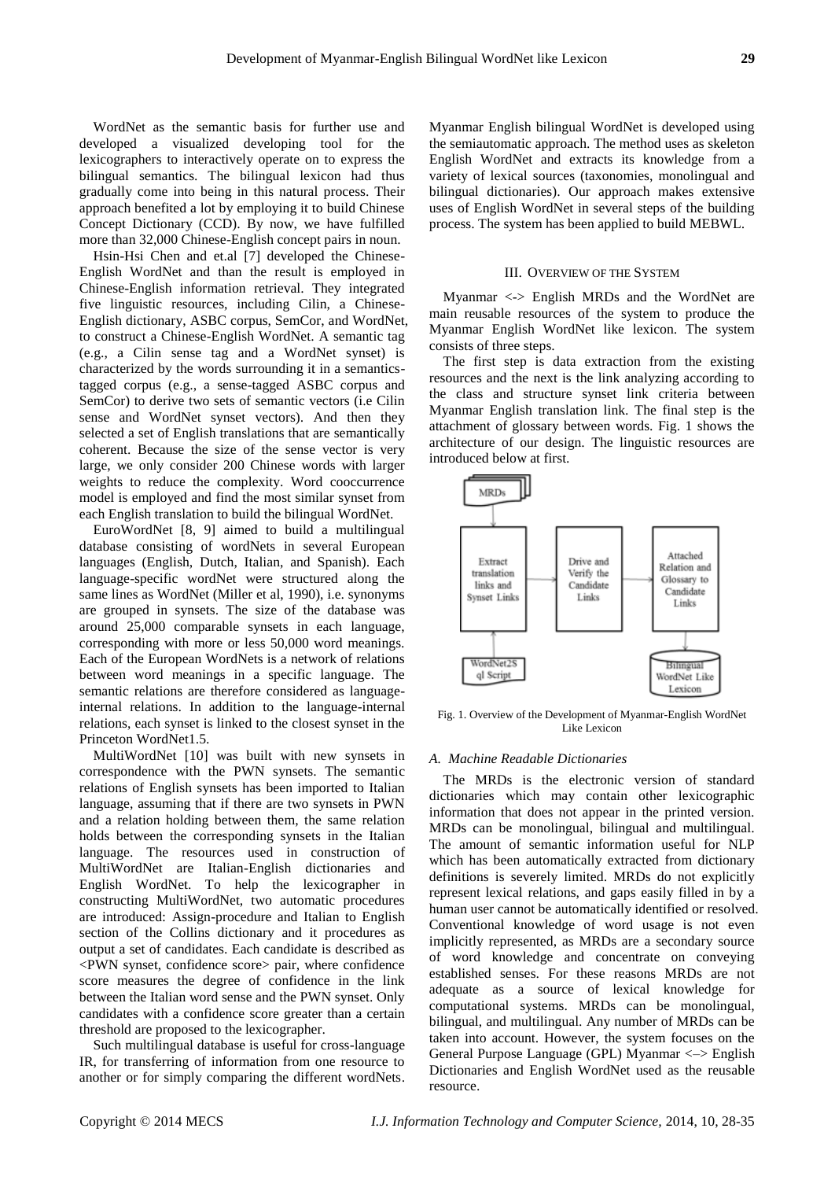WordNet as the semantic basis for further use and developed a visualized developing tool for the lexicographers to interactively operate on to express the bilingual semantics. The bilingual lexicon had thus gradually come into being in this natural process. Their approach benefited a lot by employing it to build Chinese Concept Dictionary (CCD). By now, we have fulfilled more than 32,000 Chinese-English concept pairs in noun.

Hsin-Hsi Chen and et.al [7] developed the Chinese-English WordNet and than the result is employed in Chinese-English information retrieval. They integrated five linguistic resources, including Cilin, a Chinese-English dictionary, ASBC corpus, SemCor, and WordNet, to construct a Chinese-English WordNet. A semantic tag (e.g., a Cilin sense tag and a WordNet synset) is characterized by the words surrounding it in a semantics-tagged corpus (e.g., a sense-tagged ASBC corpus and SemCor) to derive two sets of semantic vectors (i.e Cilin sense and WordNet synset vectors). And then they selected a set of English translations that are semantically coherent. Because the size of the sense vector is very large, we only consider 200 Chinese words with larger weights to reduce the complexity. Word cooccurrence model is employed and find the most similar synset from each English translation to build the bilingual WordNet.

EuroWordNet [8, 9] aimed to build a multilingual database consisting of wordNets in several European languages (English, Dutch, Italian, and Spanish). Each language-specific wordNet were structured along the same lines as WordNet (Miller et al, 1990), i.e. synonyms are grouped in synsets. The size of the database was around 25,000 comparable synsets in each language, corresponding with more or less 50,000 word meanings. Each of the European WordNets is a network of relations between word meanings in a specific language. The semantic relations are therefore considered as language-internal relations. In addition to the language-internal relations, each synset is linked to the closest synset in the Princeton WordNet1.5.

MultiWordNet [10] was built with new synsets in correspondence with the PWN synsets. The semantic relations of English synsets has been imported to Italian language, assuming that if there are two synsets in PWN and a relation holding between them, the same relation holds between the corresponding synsets in the Italian language. The resources used in construction of MultiWordNet are Italian-English dictionaries and English WordNet. To help the lexicographer in constructing MultiWordNet, two automatic procedures are introduced: Assign-procedure and Italian to English section of the Collins dictionary and it procedures as output a set of candidates. Each candidate is described as <PWN synset, confidence score> pair, where confidence score measures the degree of confidence in the link between the Italian word sense and the PWN synset. Only candidates with a confidence score greater than a certain threshold are proposed to the lexicographer.

Such multilingual database is useful for cross-language IR, for transferring of information from one resource to another or for simply comparing the different wordNets. Myanmar English bilingual WordNet is developed using the semiautomatic approach. The method uses as skeleton English WordNet and extracts its knowledge from a variety of lexical sources (taxonomies, monolingual and bilingual dictionaries). Our approach makes extensive uses of English WordNet in several steps of the building process. The system has been applied to build MEBWL.

## III. Overview of the System

Myanmar <-> English MRDs and the WordNet are main reusable resources of the system to produce the Myanmar English WordNet like lexicon. The system consists of three steps.

The first step is data extraction from the existing resources and the next is the link analyzing according to the class and structure synset link criteria between Myanmar English translation link. The final step is the attachment of glossary between words. Fig. 1 shows the architecture of our design. The linguistic resources are introduced below at first.

MRDs → Extract translation links and Synset Links → Drive and Verify the Candidate Links → Attached Relation and Glossary to Candidate Links → Bilingual WordNet Like Lexicon

WordNet2Sql Script → Extract translation links and Synset Links

Fig. 1. Overview of the Development of Myanmar-English WordNet Like Lexicon

### A. Machine Readable Dictionaries

The MRDs is the electronic version of standard dictionaries which may contain other lexicographic information that does not appear in the printed version. MRDs can be monolingual, bilingual and multilingual. The amount of semantic information useful for NLP which has been automatically extracted from dictionary definitions is severely limited. MRDs do not explicitly represent lexical relations, and gaps easily filled in by a human user cannot be automatically identified or resolved. Conventional knowledge of word usage is not even implicitly represented, as MRDs are a secondary source of word knowledge and concentrate on conveying established senses. For these reasons MRDs are not adequate as a source of lexical knowledge for computational systems. MRDs can be monolingual, bilingual, and multilingual. Any number of MRDs can be taken into account. However, the system focuses on the General Purpose Language (GPL) Myanmar <–> English Dictionaries and English WordNet used as the reusable resource.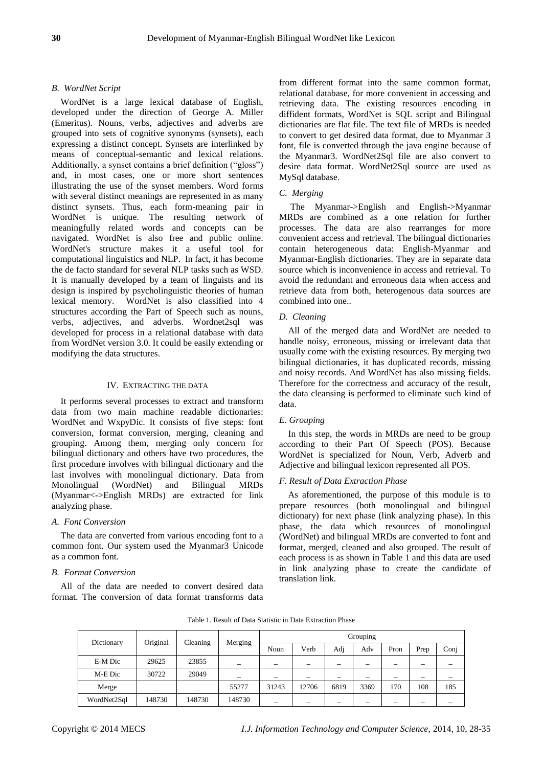### B. WordNet Script

WordNet is a large lexical database of English, developed under the direction of George A. Miller (Emeritus). Nouns, verbs, adjectives and adverbs are grouped into sets of cognitive synonyms (synsets), each expressing a distinct concept. Synsets are interlinked by means of conceptual-semantic and lexical relations. Additionally, a synset contains a brief definition ("gloss") and, in most cases, one or more short sentences illustrating the use of the synset members. Word forms with several distinct meanings are represented in as many distinct synsets. Thus, each form-meaning pair in WordNet is unique. The resulting network of meaningfully related words and concepts can be navigated. WordNet is also free and public online. WordNet's structure makes it a useful tool for computational linguistics and NLP. In fact, it has become the de facto standard for several NLP tasks such as WSD. It is manually developed by a team of linguists and its design is inspired by psycholinguistic theories of human lexical memory. WordNet is also classified into 4 structures according the Part of Speech such as nouns, verbs, adjectives, and adverbs. Wordnet2sql was developed for process in a relational database with data from WordNet version 3.0. It could be easily extending or modifying the data structures.

## IV. Extracting the Data

It performs several processes to extract and transform data from two main machine readable dictionaries: WordNet and WxpyDic. It consists of five steps: font conversion, format conversion, merging, cleaning and grouping. Among them, merging only concern for bilingual dictionary and others have two procedures, the first procedure involves with bilingual dictionary and the last involves with monolingual dictionary. Data from Monolingual (WordNet) and Bilingual MRDs (Myanmar<->English MRDs) are extracted for link analyzing phase.

### A. Font Conversion

The data are converted from various encoding font to a common font. Our system used the Myanmar3 Unicode as a common font.

### B. Format Conversion

All of the data are needed to convert desired data format. The conversion of data format transforms data from different format into the same common format, relational database, for more convenient in accessing and retrieving data. The existing resources encoding in diffident formats, WordNet is SQL script and Bilingual dictionaries are flat file. The text file of MRDs is needed to convert to get desired data format, due to Myanmar 3 font, file is converted through the java engine because of the Myanmar3. WordNet2Sql file are also convert to desire data format. WordNet2Sql source are used as MySql database.

### C. Merging

The Myanmar->English and English->Myanmar MRDs are combined as a one relation for further processes. The data are also rearranges for more convenient access and retrieval. The bilingual dictionaries contain heterogeneous data: English-Myanmar and Myanmar-English dictionaries. They are in separate data source which is inconvenience in access and retrieval. To avoid the redundant and erroneous data when access and retrieve data from both, heterogenous data sources are combined into one..

### D. Cleaning

All of the merged data and WordNet are needed to handle noisy, erroneous, missing or irrelevant data that usually come with the existing resources. By merging two bilingual dictionaries, it has duplicated records, missing and noisy records. And WordNet has also missing fields. Therefore for the correctness and accuracy of the result, the data cleansing is performed to eliminate such kind of data.

### E. Grouping

In this step, the words in MRDs are need to be group according to their Part Of Speech (POS). Because WordNet is specialized for Noun, Verb, Adverb and Adjective and bilingual lexicon represented all POS.

### F. Result of Data Extraction Phase

As aforementioned, the purpose of this module is to prepare resources (both monolingual and bilingual dictionary) for next phase (link analyzing phase). In this phase, the data which resources of monolingual (WordNet) and bilingual MRDs are converted to font and format, merged, cleaned and also grouped. The result of each process is as shown in Table 1 and this data are used in link analyzing phase to create the candidate of translation link.

Table 1. Result of Data Statistic in Data Extraction Phase

| Dictionary | Original | Cleaning | Merging | Grouping | | | | | | |
|---|---|---|---|---|---|---|---|---|---|---|
| | | | | Noun | Verb | Adj | Adv | Pron | Prep | Conj |
| E-M Dic | 29625 | 23855 | _ | _ | _ | _ | _ | _ | _ | _ |
| M-E Dic | 30722 | 29049 | _ | _ | _ | _ | _ | _ | _ | _ |
| Merge | _ | _ | 55277 | 31243 | 12706 | 6819 | 3369 | 170 | 108 | 185 |
| WordNet2Sql | 148730 | 148730 | 148730 | _ | _ | _ | _ | _ | _ | _ |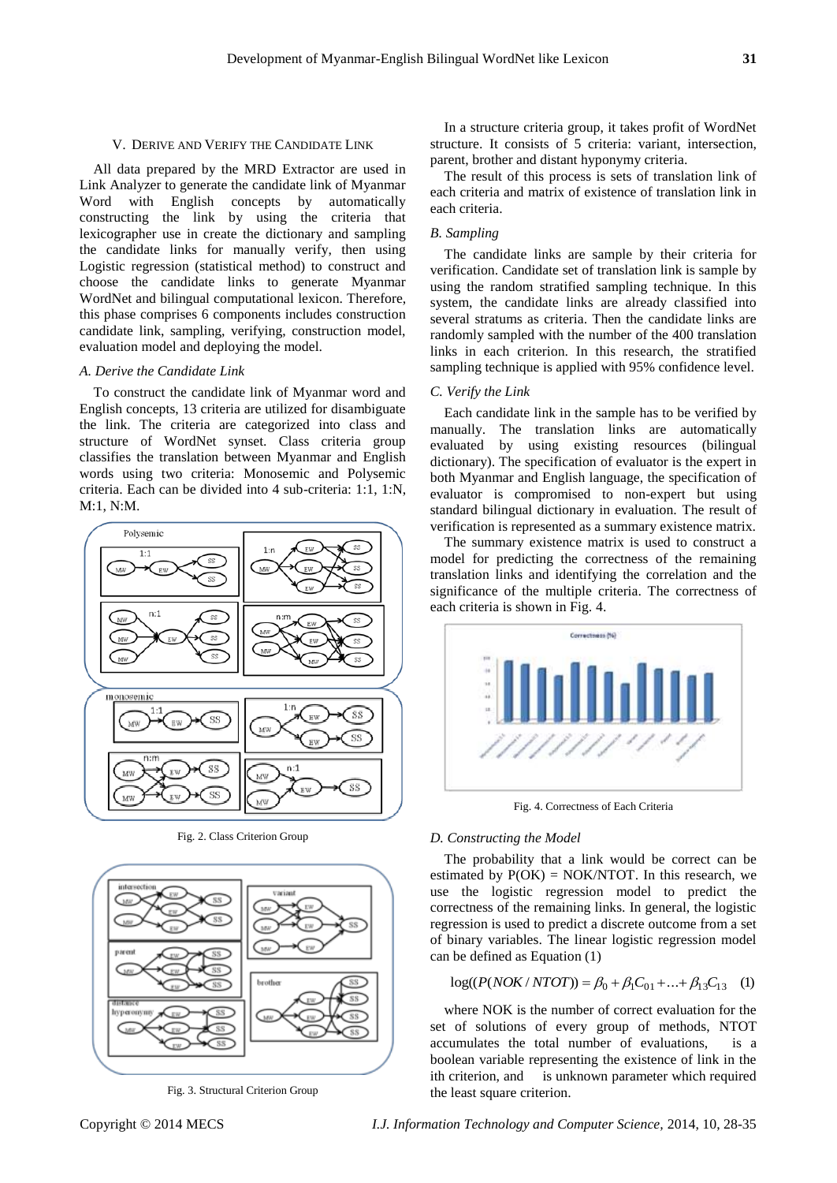## V. Derive and Verify the Candidate Link

All data prepared by the MRD Extractor are used in Link Analyzer to generate the candidate link of Myanmar Word with English concepts by automatically constructing the link by using the criteria that lexicographer use in create the dictionary and sampling the candidate links for manually verify, then using Logistic regression (statistical method) to construct and choose the candidate links to generate Myanmar WordNet and bilingual computational lexicon. Therefore, this phase comprises 6 components includes construction candidate link, sampling, verifying, construction model, evaluation model and deploying the model.

### *A. Derive the Candidate Link*

To construct the candidate link of Myanmar word and English concepts, 13 criteria are utilized for disambiguate the link. The criteria are categorized into class and structure of WordNet synset. Class criteria group classifies the translation between Myanmar and English words using two criteria: Monosemic and Polysemic criteria. Each can be divided into 4 sub-criteria: 1:1, 1:N, M:1, N:M.

Fig. 2. Class Criterion Group

Fig. 3. Structural Criterion Group

In a structure criteria group, it takes profit of WordNet structure. It consists of 5 criteria: variant, intersection, parent, brother and distant hyponymy criteria.

The result of this process is sets of translation link of each criteria and matrix of existence of translation link in each criteria.

### *B. Sampling*

The candidate links are sample by their criteria for verification. Candidate set of translation link is sample by using the random stratified sampling technique. In this system, the candidate links are already classified into several stratums as criteria. Then the candidate links are randomly sampled with the number of the 400 translation links in each criterion. In this research, the stratified sampling technique is applied with 95% confidence level.

### *C. Verify the Link*

Each candidate link in the sample has to be verified by manually. The translation links are automatically evaluated by using existing resources (bilingual dictionary). The specification of evaluator is the expert in both Myanmar and English language, the specification of evaluator is compromised to non-expert but using standard bilingual dictionary in evaluation. The result of verification is represented as a summary existence matrix.

The summary existence matrix is used to construct a model for predicting the correctness of the remaining translation links and identifying the correlation and the significance of the multiple criteria. The correctness of each criteria is shown in Fig. 4.

Fig. 4. Correctness of Each Criteria

### *D. Constructing the Model*

The probability that a link would be correct can be estimated by P(OK) = NOK/NTOT. In this research, we use the logistic regression model to predict the correctness of the remaining links. In general, the logistic regression is used to predict a discrete outcome from a set of binary variables. The linear logistic regression model can be defined as Equation (1)

$$\log((P(NOK/NTOT)) = \beta_0 + \beta_1 C_{01} + \ldots + \beta_{13} C_{13} \quad (1)$$

where NOK is the number of correct evaluation for the set of solutions of every group of methods, NTOT accumulates the total number of evaluations, is a boolean variable representing the existence of link in the ith criterion, and is unknown parameter which required the least square criterion.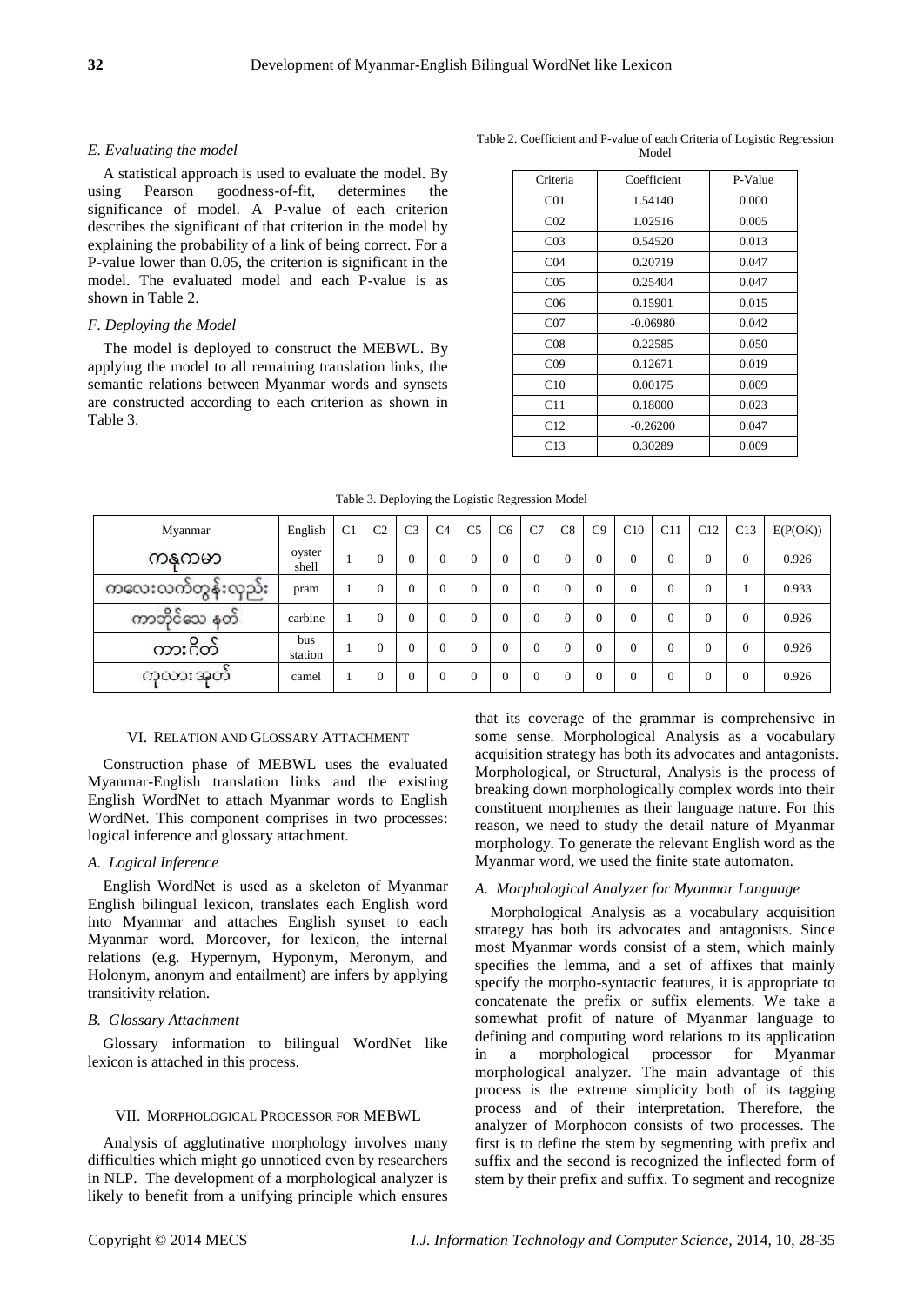### E. Evaluating the model

A statistical approach is used to evaluate the model. By using Pearson goodness-of-fit, determines the significance of model. A P-value of each criterion describes the significant of that criterion in the model by explaining the probability of a link of being correct. For a P-value lower than 0.05, the criterion is significant in the model. The evaluated model and each P-value is as shown in Table 2.

### F. Deploying the Model

The model is deployed to construct the MEBWL. By applying the model to all remaining translation links, the semantic relations between Myanmar words and synsets are constructed according to each criterion as shown in Table 3.

Table 2. Coefficient and P-value of each Criteria of Logistic Regression Model

| Criteria | Coefficient | P-Value |
|---|---|---|
| C01 | 1.54140 | 0.000 |
| C02 | 1.02516 | 0.005 |
| C03 | 0.54520 | 0.013 |
| C04 | 0.20719 | 0.047 |
| C05 | 0.25404 | 0.047 |
| C06 | 0.15901 | 0.015 |
| C07 | -0.06980 | 0.042 |
| C08 | 0.22585 | 0.050 |
| C09 | 0.12671 | 0.019 |
| C10 | 0.00175 | 0.009 |
| C11 | 0.18000 | 0.023 |
| C12 | -0.26200 | 0.047 |
| C13 | 0.30289 | 0.009 |

Table 3. Deploying the Logistic Regression Model

| Myanmar | English | C1 | C2 | C3 | C4 | C5 | C6 | C7 | C8 | C9 | C10 | C11 | C12 | C13 | E(P(OK)) |
|---|---|---|---|---|---|---|---|---|---|---|---|---|---|---|---|
| ကနုကမာ | oyster shell | 1 | 0 | 0 | 0 | 0 | 0 | 0 | 0 | 0 | 0 | 0 | 0 | 0 | 0.926 |
| ကလေးလက်တွန်းလှည်း | pram | 1 | 0 | 0 | 0 | 0 | 0 | 0 | 0 | 0 | 0 | 0 | 0 | 1 | 0.933 |
| ကာဘိုင်သေနတ် | carbine | 1 | 0 | 0 | 0 | 0 | 0 | 0 | 0 | 0 | 0 | 0 | 0 | 0 | 0.926 |
| ကားဂိတ် | bus station | 1 | 0 | 0 | 0 | 0 | 0 | 0 | 0 | 0 | 0 | 0 | 0 | 0 | 0.926 |
| ကုလားအုတ် | camel | 1 | 0 | 0 | 0 | 0 | 0 | 0 | 0 | 0 | 0 | 0 | 0 | 0 | 0.926 |

## VI. Relation and Glossary Attachment

Construction phase of MEBWL uses the evaluated Myanmar-English translation links and the existing English WordNet to attach Myanmar words to English WordNet. This component comprises in two processes: logical inference and glossary attachment.

### A. Logical Inference

English WordNet is used as a skeleton of Myanmar English bilingual lexicon, translates each English word into Myanmar and attaches English synset to each Myanmar word. Moreover, for lexicon, the internal relations (e.g. Hypernym, Hyponym, Meronym, and Holonym, anonym and entailment) are infers by applying transitivity relation.

### B. Glossary Attachment

Glossary information to bilingual WordNet like lexicon is attached in this process.

## VII. Morphological Processor for MEBWL

Analysis of agglutinative morphology involves many difficulties which might go unnoticed even by researchers in NLP. The development of a morphological analyzer is likely to benefit from a unifying principle which ensures that its coverage of the grammar is comprehensive in some sense. Morphological Analysis as a vocabulary acquisition strategy has both its advocates and antagonists. Morphological, or Structural, Analysis is the process of breaking down morphologically complex words into their constituent morphemes as their language nature. For this reason, we need to study the detail nature of Myanmar morphology. To generate the relevant English word as the Myanmar word, we used the finite state automaton.

### A. Morphological Analyzer for Myanmar Language

Morphological Analysis as a vocabulary acquisition strategy has both its advocates and antagonists. Since most Myanmar words consist of a stem, which mainly specifies the lemma, and a set of affixes that mainly specify the morpho-syntactic features, it is appropriate to concatenate the prefix or suffix elements. We take a somewhat profit of nature of Myanmar language to defining and computing word relations to its application in a morphological processor for Myanmar morphological analyzer. The main advantage of this process is the extreme simplicity both of its tagging process and of their interpretation. Therefore, the analyzer of Morphocon consists of two processes. The first is to define the stem by segmenting with prefix and suffix and the second is recognized the inflected form of stem by their prefix and suffix. To segment and recognize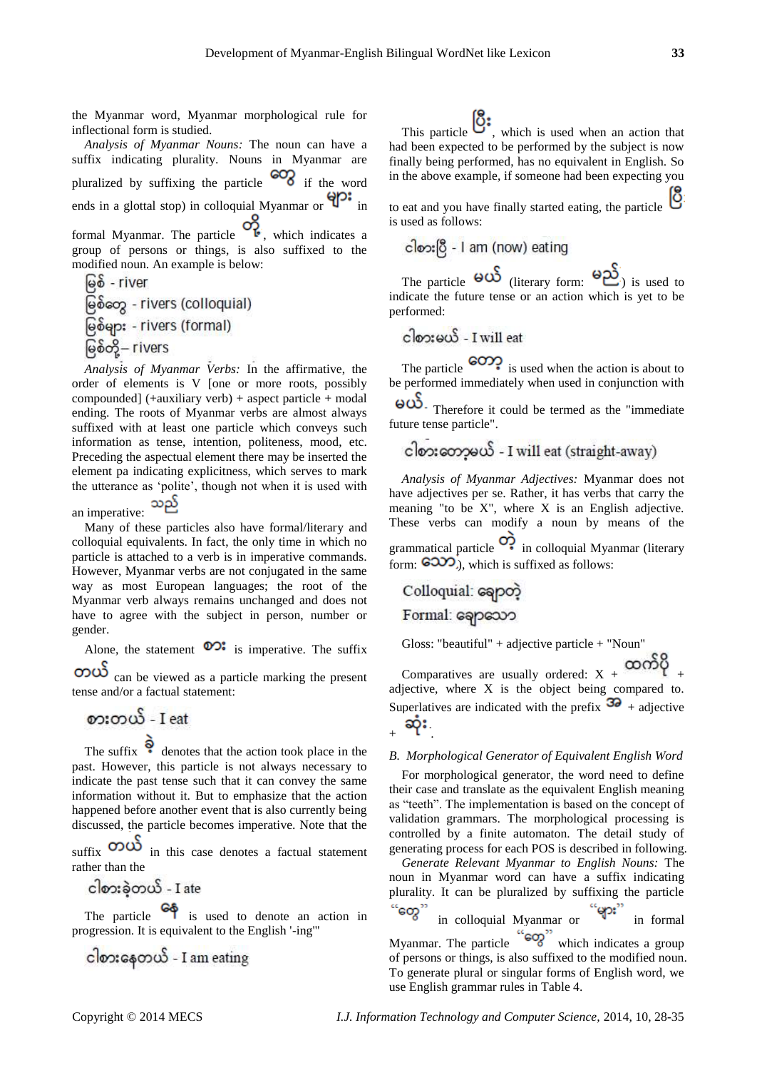the Myanmar word, Myanmar morphological rule for inflectional form is studied.

*Analysis of Myanmar Nouns:* The noun can have a suffix indicating plurality. Nouns in Myanmar are pluralized by suffixing the particle တွေ if the word ends in a glottal stop) in colloquial Myanmar or များ in formal Myanmar. The particle တို့, which indicates a group of persons or things, is also suffixed to the modified noun. An example is below:

မြစ် - river
မြစ်တွေ - rivers (colloquial)
မြစ်များ - rivers (formal)
မြစ်တို့ – rivers

*Analysis of Myanmar Verbs:* In the affirmative, the order of elements is V [one or more roots, possibly compounded] (+auxiliary verb) + aspect particle + modal ending. The roots of Myanmar verbs are almost always suffixed with at least one particle which conveys such information as tense, intention, politeness, mood, etc. Preceding the aspectual element there may be inserted the element pa indicating explicitness, which serves to mark the utterance as 'polite', though not when it is used with an imperative: သည်

Many of these particles also have formal/literary and colloquial equivalents. In fact, the only time in which no particle is attached to a verb is in imperative commands. However, Myanmar verbs are not conjugated in the same way as most European languages; the root of the Myanmar verb always remains unchanged and does not have to agree with the subject in person, number or gender.

Alone, the statement စား is imperative. The suffix တယ် can be viewed as a particle marking the present tense and/or a factual statement:

စားတယ် - I eat

The suffix ခဲ့ denotes that the action took place in the past. However, this particle is not always necessary to indicate the past tense such that it can convey the same information without it. But to emphasize that the action happened before another event that is also currently being discussed, the particle becomes imperative. Note that the suffix တယ် in this case denotes a factual statement rather than the

ငါစားခဲ့တယ် - I ate

The particle နေ is used to denote an action in progression. It is equivalent to the English '-ing'"

ငါစားနေတယ် - I am eating

This particle ပြီး, which is used when an action that had been expected to be performed by the subject is now finally being performed, has no equivalent in English. So in the above example, if someone had been expecting you to eat and you have finally started eating, the particle ပြီ is used as follows:

ငါစားပြီ - I am (now) eating

The particle မယ် (literary form: မည်) is used to indicate the future tense or an action which is yet to be performed:

ငါစားမယ် - I will eat

The particle တော့ is used when the action is about to be performed immediately when used in conjunction with မယ်. Therefore it could be termed as the "immediate future tense particle".

ငါစားတော့မယ် - I will eat (straight-away)

*Analysis of Myanmar Adjectives:* Myanmar does not have adjectives per se. Rather, it has verbs that carry the meaning "to be X", where X is an English adjective. These verbs can modify a noun by means of the grammatical particle တဲ့ in colloquial Myanmar (literary form: သော), which is suffixed as follows:

Colloquial: ချောတဲ့
Formal: ချောသော

Gloss: "beautiful" + adjective particle + "Noun"

Comparatives are usually ordered: X + ထက်ပို + adjective, where X is the object being compared to. Superlatives are indicated with the prefix အ + adjective + ဆုံး.

### B. Morphological Generator of Equivalent English Word

For morphological generator, the word need to define their case and translate as the equivalent English meaning as "teeth". The implementation is based on the concept of validation grammars. The morphological processing is controlled by a finite automaton. The detail study of generating process for each POS is described in following.

*Generate Relevant Myanmar to English Nouns:* The noun in Myanmar word can have a suffix indicating plurality. It can be pluralized by suffixing the particle "တွေ" in colloquial Myanmar or "များ" in formal Myanmar. The particle "တွေ" which indicates a group of persons or things, is also suffixed to the modified noun. To generate plural or singular forms of English word, we use English grammar rules in Table 4.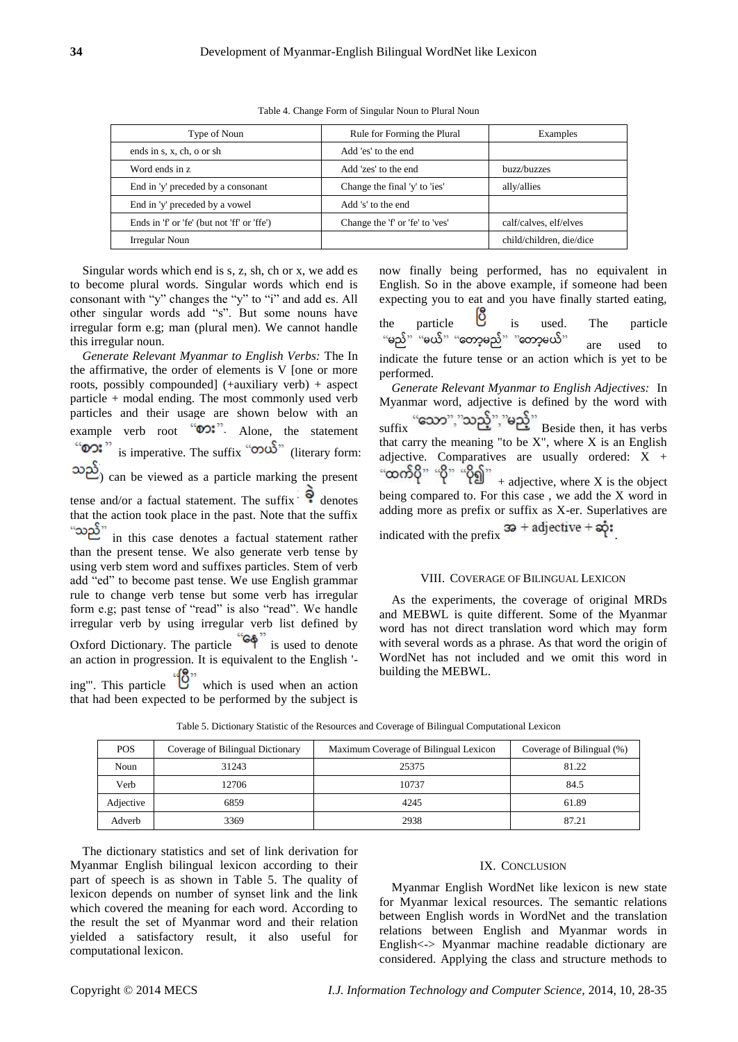Table 4. Change Form of Singular Noun to Plural Noun

| Type of Noun | Rule for Forming the Plural | Examples |
|---|---|---|
| ends in s, x, ch, o or sh | Add 'es' to the end | |
| Word ends in z | Add 'zes' to the end | buzz/buzzes |
| End in 'y' preceded by a consonant | Change the final 'y' to 'ies' | ally/allies |
| End in 'y' preceded by a vowel | Add 's' to the end | |
| Ends in 'f' or 'fe' (but not 'ff' or 'ffe') | Change the 'f' or 'fe' to 'ves' | calf/calves, elf/elves |
| Irregular Noun | | child/children, die/dice |

Singular words which end is s, z, sh, ch or x, we add es to become plural words. Singular words which end is consonant with "y" changes the "y" to "i" and add es. All other singular words add "s". But some nouns have irregular form e.g; man (plural men). We cannot handle this irregular noun.

*Generate Relevant Myanmar to English Verbs:* The In the affirmative, the order of elements is V [one or more roots, possibly compounded] (+auxiliary verb) + aspect particle + modal ending. The most commonly used verb particles and their usage are shown below with an example verb root "စား". Alone, the statement "စား" is imperative. The suffix "တယ်" (literary form: သည်) can be viewed as a particle marking the present tense and/or a factual statement. The suffix ခဲ့ denotes that the action took place in the past. Note that the suffix "သည်" in this case denotes a factual statement rather than the present tense. We also generate verb tense by using verb stem word and suffixes particles. Stem of verb add "ed" to become past tense. We use English grammar rule to change verb tense but some verb has irregular form e.g; past tense of "read" is also "read". We handle irregular verb by using irregular verb list defined by Oxford Dictionary. The particle "နေ" is used to denote an action in progression. It is equivalent to the English '-ing'". This particle "ပြီ" which is used when an action that had been expected to be performed by the subject is now finally being performed, has no equivalent in English. So in the above example, if someone had been expecting you to eat and you have finally started eating, the particle ပြီ is used. The particle "မည်" "မယ်" "တော့မည်" "တော့မယ်" are used to indicate the future tense or an action which is yet to be performed.

*Generate Relevant Myanmar to English Adjectives:* In Myanmar word, adjective is defined by the word with suffix "သော","သည်","မည်" Beside then, it has verbs that carry the meaning "to be X", where X is an English adjective. Comparatives are usually ordered: X + "ထက်ပို" "ပို" "ပို၍" + adjective, where X is the object being compared to. For this case , we add the X word in adding more as prefix or suffix as X-er. Superlatives are indicated with the prefix အ + adjective + ဆုံး.

## VIII. Coverage of Bilingual Lexicon

As the experiments, the coverage of original MRDs and MEBWL is quite different. Some of the Myanmar word has not direct translation word which may form with several words as a phrase. As that word the origin of WordNet has not included and we omit this word in building the MEBWL.

Table 5. Dictionary Statistic of the Resources and Coverage of Bilingual Computational Lexicon

| POS | Coverage of Bilingual Dictionary | Maximum Coverage of Bilingual Lexicon | Coverage of Bilingual (%) |
|---|---|---|---|
| Noun | 31243 | 25375 | 81.22 |
| Verb | 12706 | 10737 | 84.5 |
| Adjective | 6859 | 4245 | 61.89 |
| Adverb | 3369 | 2938 | 87.21 |

The dictionary statistics and set of link derivation for Myanmar English bilingual lexicon according to their part of speech is as shown in Table 5. The quality of lexicon depends on number of synset link and the link which covered the meaning for each word. According to the result the set of Myanmar word and their relation yielded a satisfactory result, it also useful for computational lexicon.

## IX. Conclusion

Myanmar English WordNet like lexicon is new state for Myanmar lexical resources. The semantic relations between English words in WordNet and the translation relations between English and Myanmar words in English<-> Myanmar machine readable dictionary are considered. Applying the class and structure methods to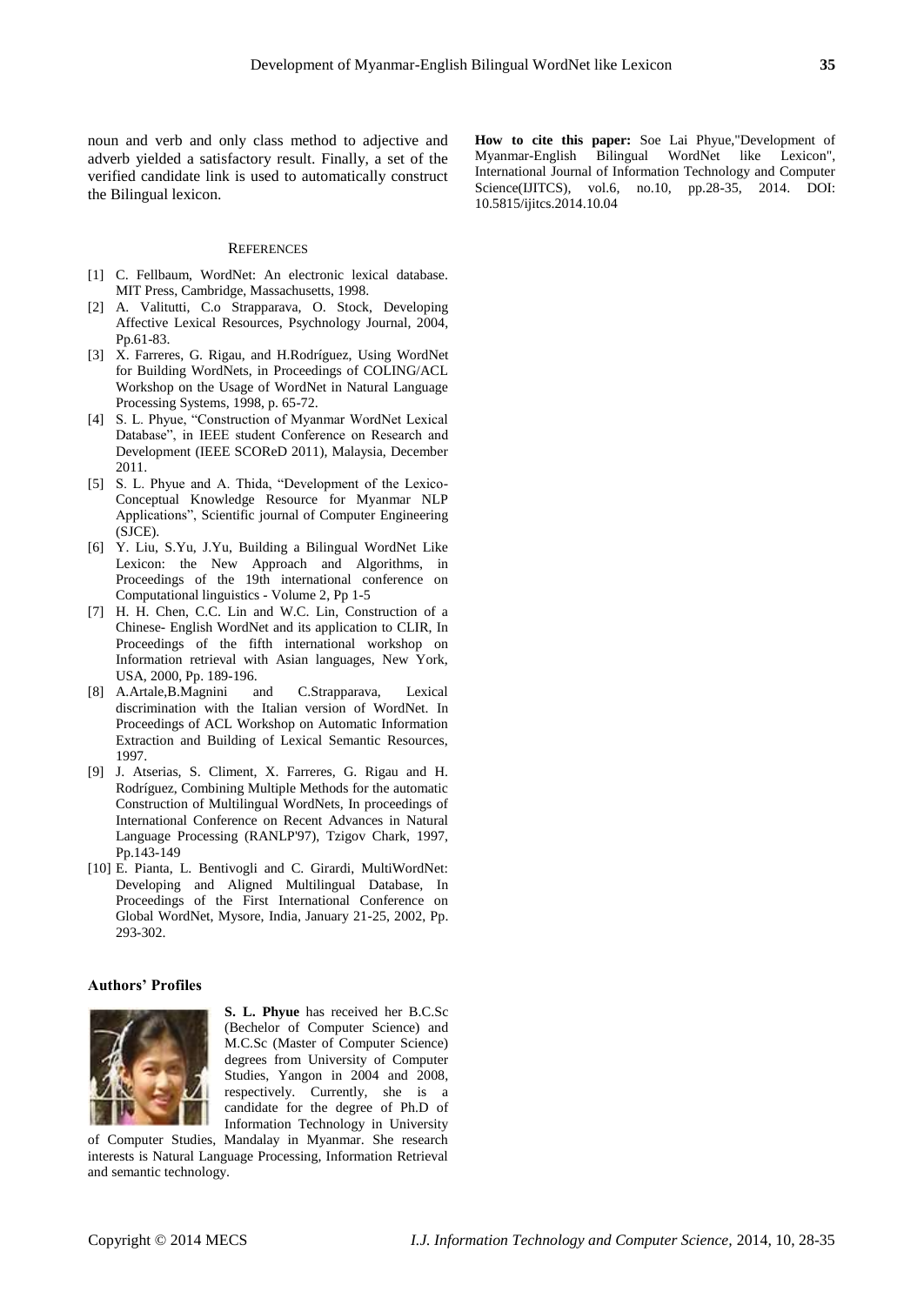noun and verb and only class method to adjective and adverb yielded a satisfactory result. Finally, a set of the verified candidate link is used to automatically construct the Bilingual lexicon.

## References

[1] C. Fellbaum, WordNet: An electronic lexical database. MIT Press, Cambridge, Massachusetts, 1998.

[2] A. Valitutti, C.o Strapparava, O. Stock, Developing Affective Lexical Resources, Psychnology Journal, 2004, Pp.61-83.

[3] X. Farreres, G. Rigau, and H.Rodríguez, Using WordNet for Building WordNets, in Proceedings of COLING/ACL Workshop on the Usage of WordNet in Natural Language Processing Systems, 1998, p. 65-72.

[4] S. L. Phyue, "Construction of Myanmar WordNet Lexical Database", in IEEE student Conference on Research and Development (IEEE SCOReD 2011), Malaysia, December 2011.

[5] S. L. Phyue and A. Thida, "Development of the Lexico-Conceptual Knowledge Resource for Myanmar NLP Applications", Scientific journal of Computer Engineering (SJCE).

[6] Y. Liu, S.Yu, J.Yu, Building a Bilingual WordNet Like Lexicon: the New Approach and Algorithms, in Proceedings of the 19th international conference on Computational linguistics - Volume 2, Pp 1-5

[7] H. H. Chen, C.C. Lin and W.C. Lin, Construction of a Chinese- English WordNet and its application to CLIR, In Proceedings of the fifth international workshop on Information retrieval with Asian languages, New York, USA, 2000, Pp. 189-196.

[8] A.Artale,B.Magnini and C.Strapparava, Lexical discrimination with the Italian version of WordNet. In Proceedings of ACL Workshop on Automatic Information Extraction and Building of Lexical Semantic Resources, 1997.

[9] J. Atserias, S. Climent, X. Farreres, G. Rigau and H. Rodríguez, Combining Multiple Methods for the automatic Construction of Multilingual WordNets, In proceedings of International Conference on Recent Advances in Natural Language Processing (RANLP'97), Tzigov Chark, 1997, Pp.143-149

[10] E. Pianta, L. Bentivogli and C. Girardi, MultiWordNet: Developing and Aligned Multilingual Database, In Proceedings of the First International Conference on Global WordNet, Mysore, India, January 21-25, 2002, Pp. 293-302.

### Authors' Profiles

**S. L. Phyue** has received her B.C.Sc (Bechelor of Computer Science) and M.C.Sc (Master of Computer Science) degrees from University of Computer Studies, Yangon in 2004 and 2008, respectively. Currently, she is a candidate for the degree of Ph.D of Information Technology in University of Computer Studies, Mandalay in Myanmar. She research interests is Natural Language Processing, Information Retrieval and semantic technology.

**How to cite this paper:** Soe Lai Phyue,"Development of Myanmar-English Bilingual WordNet like Lexicon", International Journal of Information Technology and Computer Science(IJITCS), vol.6, no.10, pp.28-35, 2014. DOI: 10.5815/ijitcs.2014.10.04